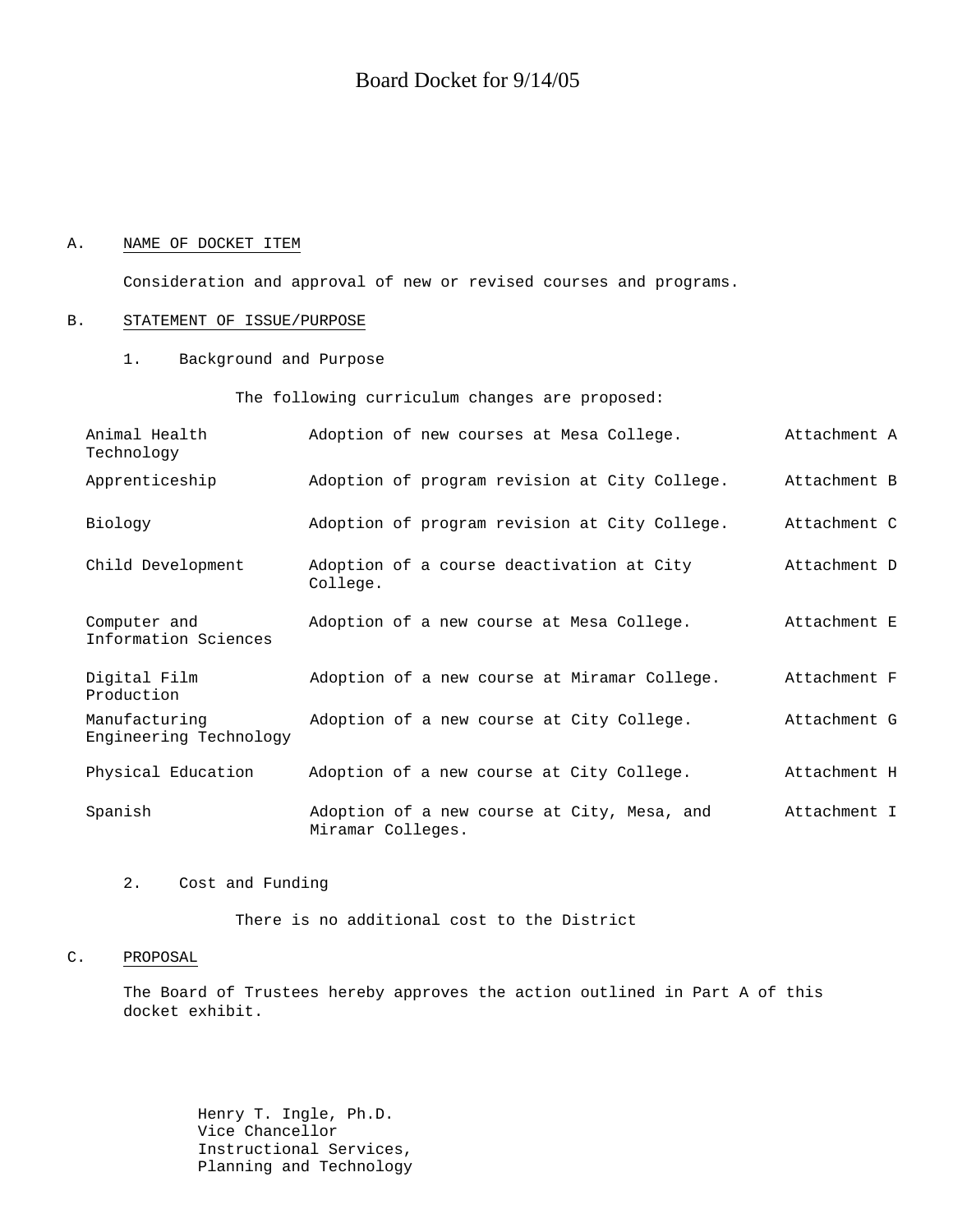# Board Docket for 9/14/05

A. NAME OF DOCKET ITEM

Consideration and approval of new or revised courses and programs.

B. STATEMENT OF ISSUE/PURPOSE

1. Background and Purpose

The following curriculum changes are proposed:

| | | |
|---|---|---|
| Animal Health Technology | Adoption of new courses at Mesa College. | Attachment A |
| Apprenticeship | Adoption of program revision at City College. | Attachment B |
| Biology | Adoption of program revision at City College. | Attachment C |
| Child Development | Adoption of a course deactivation at City College. | Attachment D |
| Computer and Information Sciences | Adoption of a new course at Mesa College. | Attachment E |
| Digital Film Production | Adoption of a new course at Miramar College. | Attachment F |
| Manufacturing Engineering Technology | Adoption of a new course at City College. | Attachment G |
| Physical Education | Adoption of a new course at City College. | Attachment H |
| Spanish | Adoption of a new course at City, Mesa, and Miramar Colleges. | Attachment I |

2. Cost and Funding

There is no additional cost to the District

C. PROPOSAL

The Board of Trustees hereby approves the action outlined in Part A of this docket exhibit.

Henry T. Ingle, Ph.D.
Vice Chancellor
Instructional Services,
Planning and Technology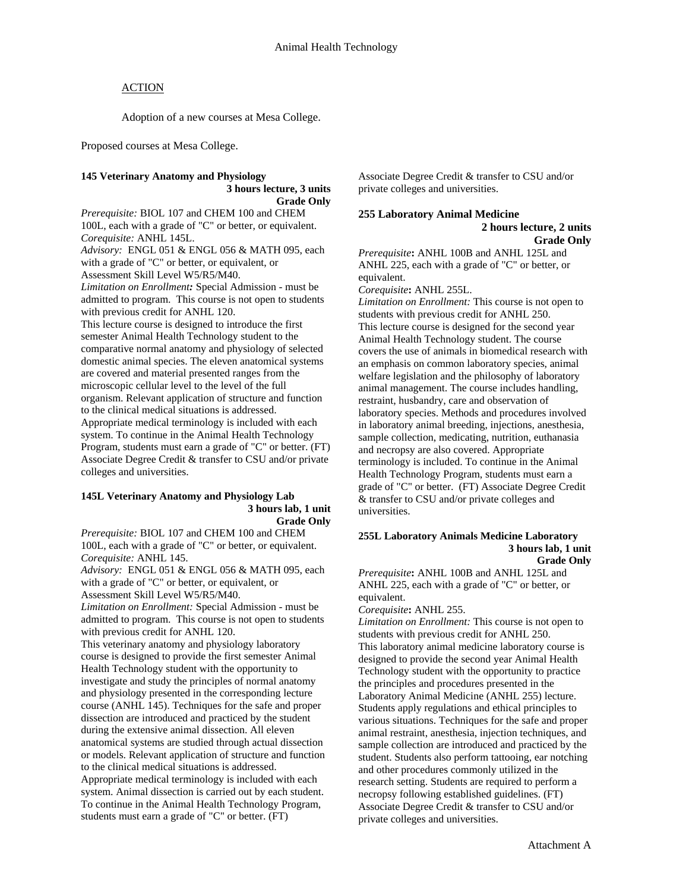ACTION

Adoption of a new courses at Mesa College.

Proposed courses at Mesa College.

**145 Veterinary Anatomy and Physiology**
**3 hours lecture, 3 units**
**Grade Only**

*Prerequisite:* BIOL 107 and CHEM 100 and CHEM 100L, each with a grade of "C" or better, or equivalent.
*Corequisite:* ANHL 145L.
*Advisory:* ENGL 051 & ENGL 056 & MATH 095, each with a grade of "C" or better, or equivalent, or Assessment Skill Level W5/R5/M40.
*Limitation on Enrollment:* Special Admission - must be admitted to program. This course is not open to students with previous credit for ANHL 120.
This lecture course is designed to introduce the first semester Animal Health Technology student to the comparative normal anatomy and physiology of selected domestic animal species. The eleven anatomical systems are covered and material presented ranges from the microscopic cellular level to the level of the full organism. Relevant application of structure and function to the clinical medical situations is addressed. Appropriate medical terminology is included with each system. To continue in the Animal Health Technology Program, students must earn a grade of "C" or better. (FT) Associate Degree Credit & transfer to CSU and/or private colleges and universities.

**145L Veterinary Anatomy and Physiology Lab**
**3 hours lab, 1 unit**
**Grade Only**

*Prerequisite:* BIOL 107 and CHEM 100 and CHEM 100L, each with a grade of "C" or better, or equivalent.
*Corequisite:* ANHL 145.
*Advisory:* ENGL 051 & ENGL 056 & MATH 095, each with a grade of "C" or better, or equivalent, or Assessment Skill Level W5/R5/M40.
*Limitation on Enrollment:* Special Admission - must be admitted to program. This course is not open to students with previous credit for ANHL 120.
This veterinary anatomy and physiology laboratory course is designed to provide the first semester Animal Health Technology student with the opportunity to investigate and study the principles of normal anatomy and physiology presented in the corresponding lecture course (ANHL 145). Techniques for the safe and proper dissection are introduced and practiced by the student during the extensive animal dissection. All eleven anatomical systems are studied through actual dissection or models. Relevant application of structure and function to the clinical medical situations is addressed. Appropriate medical terminology is included with each system. Animal dissection is carried out by each student. To continue in the Animal Health Technology Program, students must earn a grade of "C" or better. (FT) Associate Degree Credit & transfer to CSU and/or private colleges and universities.

**255 Laboratory Animal Medicine**
**2 hours lecture, 2 units**
**Grade Only**

*Prerequisite*: ANHL 100B and ANHL 125L and ANHL 225, each with a grade of "C" or better, or equivalent.
*Corequisite*: ANHL 255L.
*Limitation on Enrollment:* This course is not open to students with previous credit for ANHL 250.
This lecture course is designed for the second year Animal Health Technology student. The course covers the use of animals in biomedical research with an emphasis on common laboratory species, animal welfare legislation and the philosophy of laboratory animal management. The course includes handling, restraint, husbandry, care and observation of laboratory species. Methods and procedures involved in laboratory animal breeding, injections, anesthesia, sample collection, medicating, nutrition, euthanasia and necropsy are also covered. Appropriate terminology is included. To continue in the Animal Health Technology Program, students must earn a grade of "C" or better. (FT) Associate Degree Credit & transfer to CSU and/or private colleges and universities.

**255L Laboratory Animals Medicine Laboratory**
**3 hours lab, 1 unit**
**Grade Only**

*Prerequisite*: ANHL 100B and ANHL 125L and ANHL 225, each with a grade of "C" or better, or equivalent.
*Corequisite*: ANHL 255.
*Limitation on Enrollment:* This course is not open to students with previous credit for ANHL 250.
This laboratory animal medicine laboratory course is designed to provide the second year Animal Health Technology student with the opportunity to practice the principles and procedures presented in the Laboratory Animal Medicine (ANHL 255) lecture. Students apply regulations and ethical principles to various situations. Techniques for the safe and proper animal restraint, anesthesia, injection techniques, and sample collection are introduced and practiced by the student. Students also perform tattooing, ear notching and other procedures commonly utilized in the research setting. Students are required to perform a necropsy following established guidelines. (FT) Associate Degree Credit & transfer to CSU and/or private colleges and universities.

Attachment A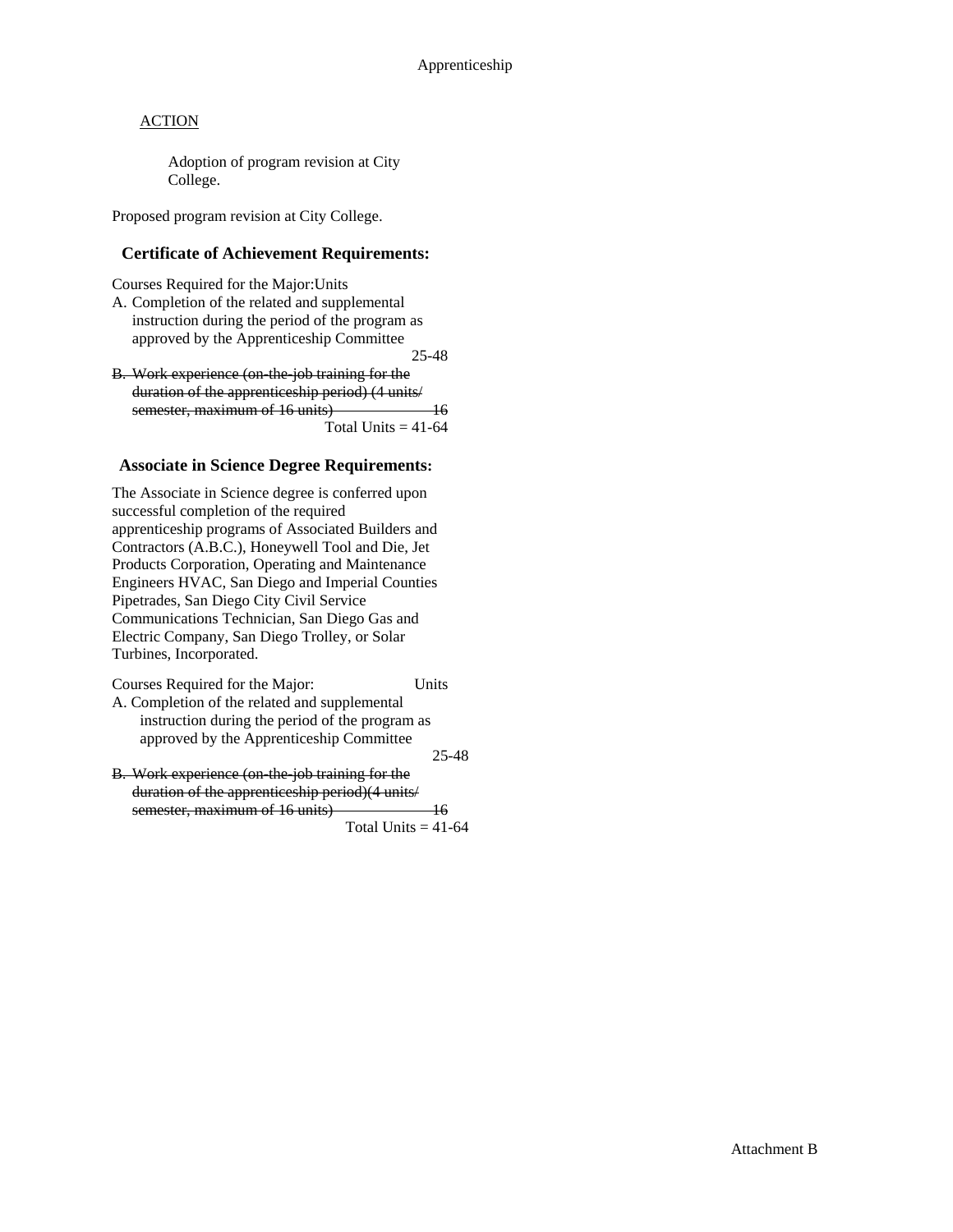Apprenticeship

<u>ACTION</u>

Adoption of program revision at City College.

Proposed program revision at City College.

### Certificate of Achievement Requirements:

Courses Required for the Major:Units

A. Completion of the related and supplemental instruction during the period of the program as approved by the Apprenticeship Committee 25-48

~~B. Work experience (on-the-job training for the duration of the apprenticeship period) (4 units/ semester, maximum of 16 units) 16~~

Total Units = 41-64

### Associate in Science Degree Requirements:

The Associate in Science degree is conferred upon successful completion of the required apprenticeship programs of Associated Builders and Contractors (A.B.C.), Honeywell Tool and Die, Jet Products Corporation, Operating and Maintenance Engineers HVAC, San Diego and Imperial Counties Pipetrades, San Diego City Civil Service Communications Technician, San Diego Gas and Electric Company, San Diego Trolley, or Solar Turbines, Incorporated.

Courses Required for the Major: Units

A. Completion of the related and supplemental instruction during the period of the program as approved by the Apprenticeship Committee 25-48

~~B. Work experience (on-the-job training for the duration of the apprenticeship period)(4 units/ semester, maximum of 16 units) 16~~

Total Units = 41-64

Attachment B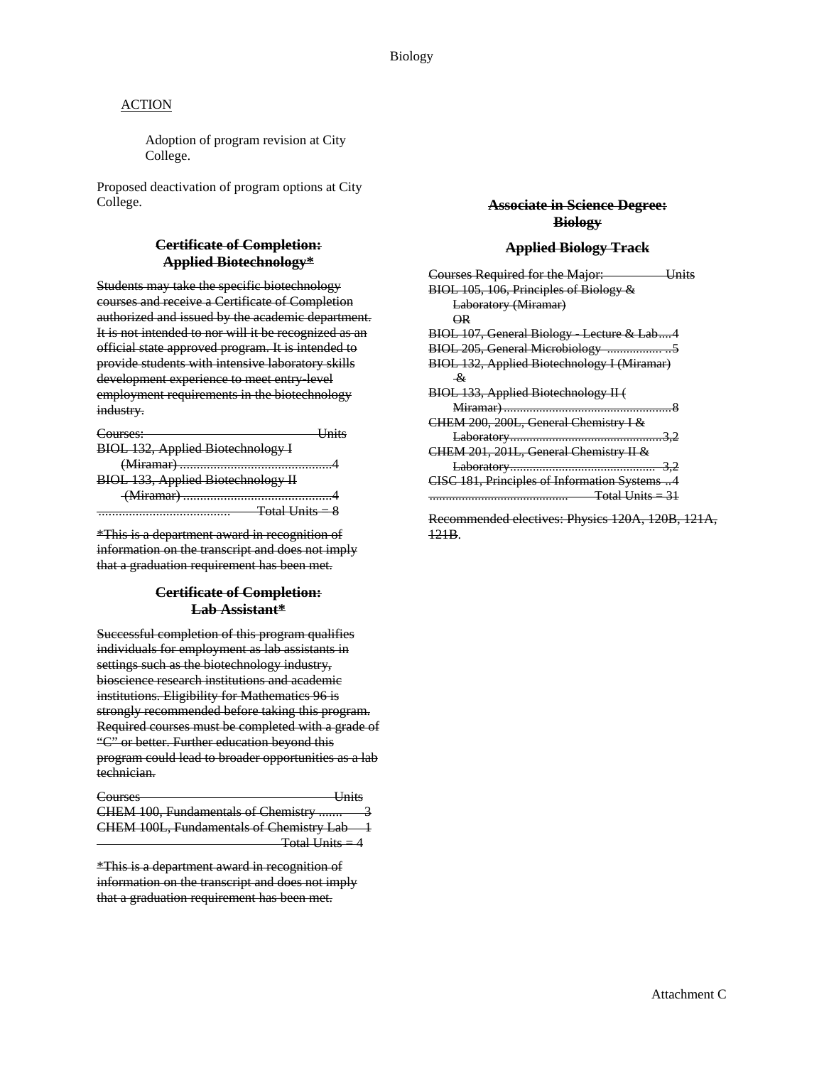<u>ACTION</u>

Adoption of program revision at City College.

Proposed deactivation of program options at City College.

### ~~Certificate of Completion: Applied Biotechnology*~~

~~Students may take the specific biotechnology courses and receive a Certificate of Completion authorized and issued by the academic department. It is not intended to nor will it be recognized as an official state approved program. It is intended to provide students with intensive laboratory skills development experience to meet entry-level employment requirements in the biotechnology industry.~~

| ~~Courses:~~ | ~~Units~~ |
|---|---|
| ~~BIOL 132, Applied Biotechnology I (Miramar)~~ | ~~4~~ |
| ~~BIOL 133, Applied Biotechnology II (Miramar)~~ | ~~4~~ |
| | ~~Total Units = 8~~ |

~~*This is a department award in recognition of information on the transcript and does not imply that a graduation requirement has been met.~~

### ~~Certificate of Completion: Lab Assistant*~~

~~Successful completion of this program qualifies individuals for employment as lab assistants in settings such as the biotechnology industry, bioscience research institutions and academic institutions. Eligibility for Mathematics 96 is strongly recommended before taking this program. Required courses must be completed with a grade of "C" or better. Further education beyond this program could lead to broader opportunities as a lab technician.~~

| ~~Courses~~ | ~~Units~~ |
|---|---|
| ~~CHEM 100, Fundamentals of Chemistry~~ | ~~3~~ |
| ~~CHEM 100L, Fundamentals of Chemistry Lab~~ | ~~1~~ |
| | ~~Total Units = 4~~ |

~~*This is a department award in recognition of information on the transcript and does not imply that a graduation requirement has been met.~~

### ~~Associate in Science Degree: Biology~~

### ~~Applied Biology Track~~

| ~~Courses Required for the Major:~~ | ~~Units~~ |
|---|---|
| ~~BIOL 105, 106, Principles of Biology & Laboratory (Miramar)~~ ~~OR~~ | |
| ~~BIOL 107, General Biology - Lecture & Lab~~ | ~~4~~ |
| ~~BIOL 205, General Microbiology~~ | ~~5~~ |
| ~~BIOL 132, Applied Biotechnology I (Miramar) &~~ | |
| ~~BIOL 133, Applied Biotechnology II (Miramar)~~ | ~~8~~ |
| ~~CHEM 200, 200L, General Chemistry I & Laboratory~~ | ~~3,2~~ |
| ~~CHEM 201, 201L, General Chemistry II & Laboratory~~ | ~~3,2~~ |
| ~~CISC 181, Principles of Information Systems~~ | ~~4~~ |
| | ~~Total Units = 31~~ |

~~Recommended electives: Physics 120A, 120B, 121A, 121B~~.

Attachment C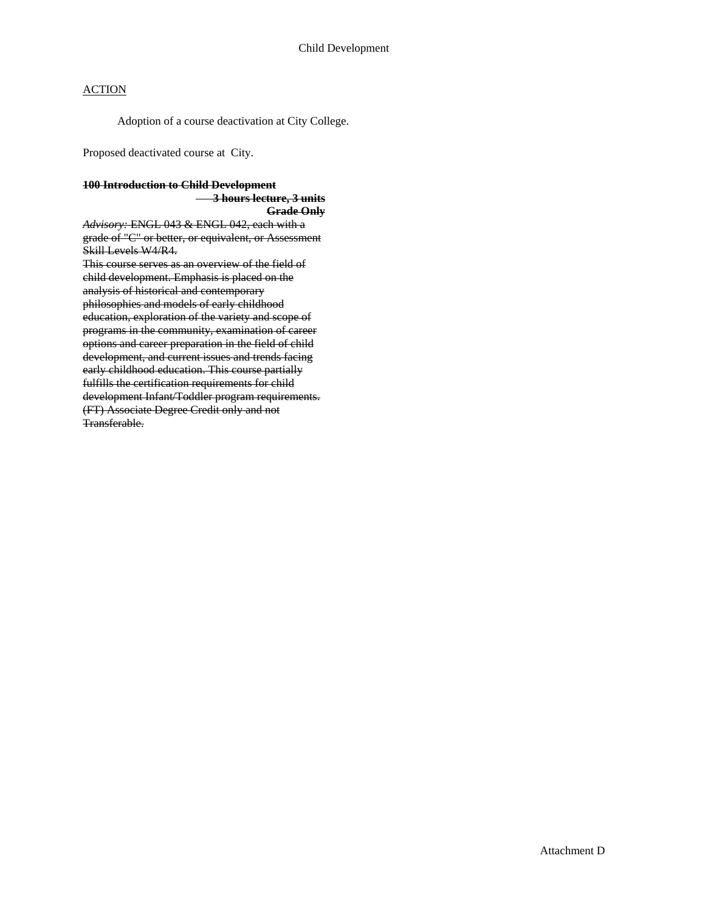Child Development

<u>ACTION</u>

Adoption of a course deactivation at City College.

Proposed deactivated course at City.

~~**100 Introduction to Child Development**~~

~~**3 hours lecture, 3 units**~~

~~**Grade Only**~~

~~*Advisory:* ENGL 043 & ENGL 042, each with a grade of "C" or better, or equivalent, or Assessment Skill Levels W4/R4.~~

~~This course serves as an overview of the field of child development. Emphasis is placed on the analysis of historical and contemporary philosophies and models of early childhood education, exploration of the variety and scope of programs in the community, examination of career options and career preparation in the field of child development, and current issues and trends facing early childhood education. This course partially fulfills the certification requirements for child development Infant/Toddler program requirements. (FT) Associate Degree Credit only and not Transferable.~~

Attachment D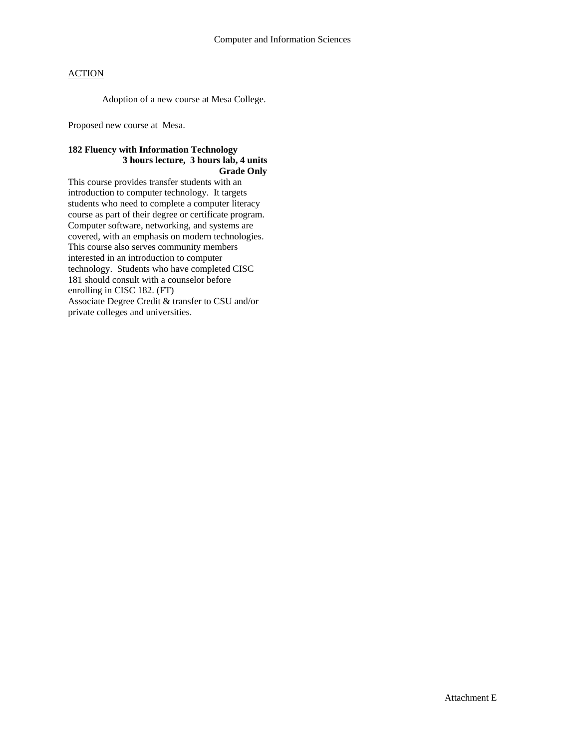Computer and Information Sciences

ACTION

Adoption of a new course at Mesa College.

Proposed new course at Mesa.

**182 Fluency with Information Technology**
**3 hours lecture, 3 hours lab, 4 units**
**Grade Only**

This course provides transfer students with an introduction to computer technology. It targets students who need to complete a computer literacy course as part of their degree or certificate program. Computer software, networking, and systems are covered, with an emphasis on modern technologies. This course also serves community members interested in an introduction to computer technology. Students who have completed CISC 181 should consult with a counselor before enrolling in CISC 182. (FT)
Associate Degree Credit & transfer to CSU and/or private colleges and universities.

Attachment E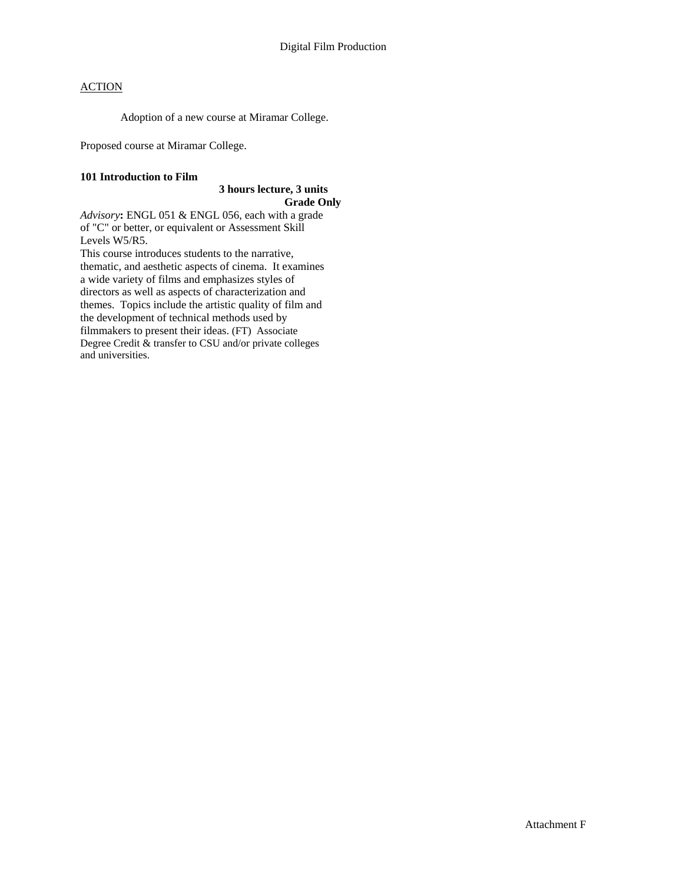Digital Film Production

ACTION

Adoption of a new course at Miramar College.

Proposed course at Miramar College.

**101 Introduction to Film**

**3 hours lecture, 3 units**

**Grade Only**

*Advisory***:** ENGL 051 & ENGL 056, each with a grade of "C" or better, or equivalent or Assessment Skill Levels W5/R5.

This course introduces students to the narrative, thematic, and aesthetic aspects of cinema. It examines a wide variety of films and emphasizes styles of directors as well as aspects of characterization and themes. Topics include the artistic quality of film and the development of technical methods used by filmmakers to present their ideas. (FT) Associate Degree Credit & transfer to CSU and/or private colleges and universities.

Attachment F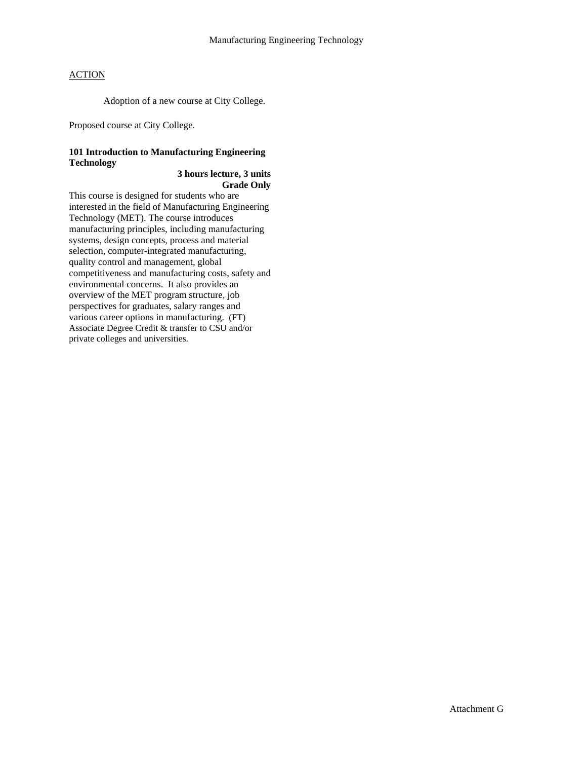Manufacturing Engineering Technology

ACTION

Adoption of a new course at City College.

Proposed course at City College.

**101 Introduction to Manufacturing Engineering Technology**

**3 hours lecture, 3 units**
**Grade Only**

This course is designed for students who are interested in the field of Manufacturing Engineering Technology (MET). The course introduces manufacturing principles, including manufacturing systems, design concepts, process and material selection, computer-integrated manufacturing, quality control and management, global competitiveness and manufacturing costs, safety and environmental concerns. It also provides an overview of the MET program structure, job perspectives for graduates, salary ranges and various career options in manufacturing. (FT)
Associate Degree Credit & transfer to CSU and/or private colleges and universities.

Attachment G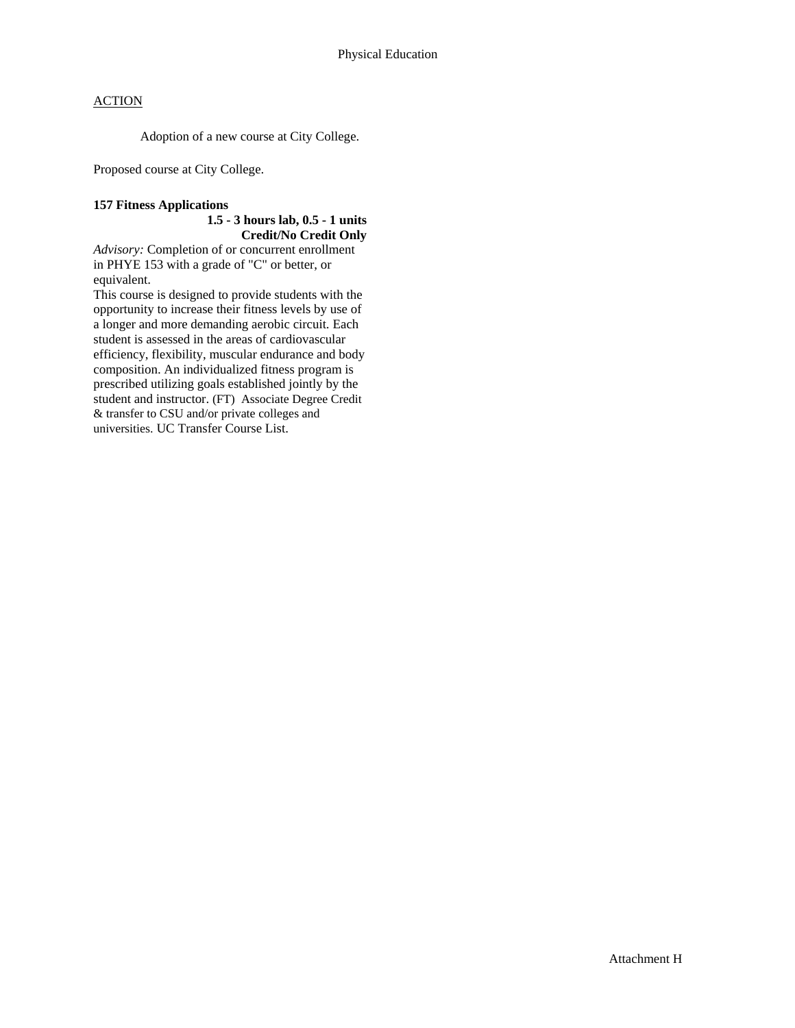Physical Education

ACTION

Adoption of a new course at City College.

Proposed course at City College.

**157 Fitness Applications**
**1.5 - 3 hours lab, 0.5 - 1 units**
**Credit/No Credit Only**

*Advisory:* Completion of or concurrent enrollment in PHYE 153 with a grade of "C" or better, or equivalent.

This course is designed to provide students with the opportunity to increase their fitness levels by use of a longer and more demanding aerobic circuit. Each student is assessed in the areas of cardiovascular efficiency, flexibility, muscular endurance and body composition. An individualized fitness program is prescribed utilizing goals established jointly by the student and instructor. (FT) Associate Degree Credit & transfer to CSU and/or private colleges and universities. UC Transfer Course List.

Attachment H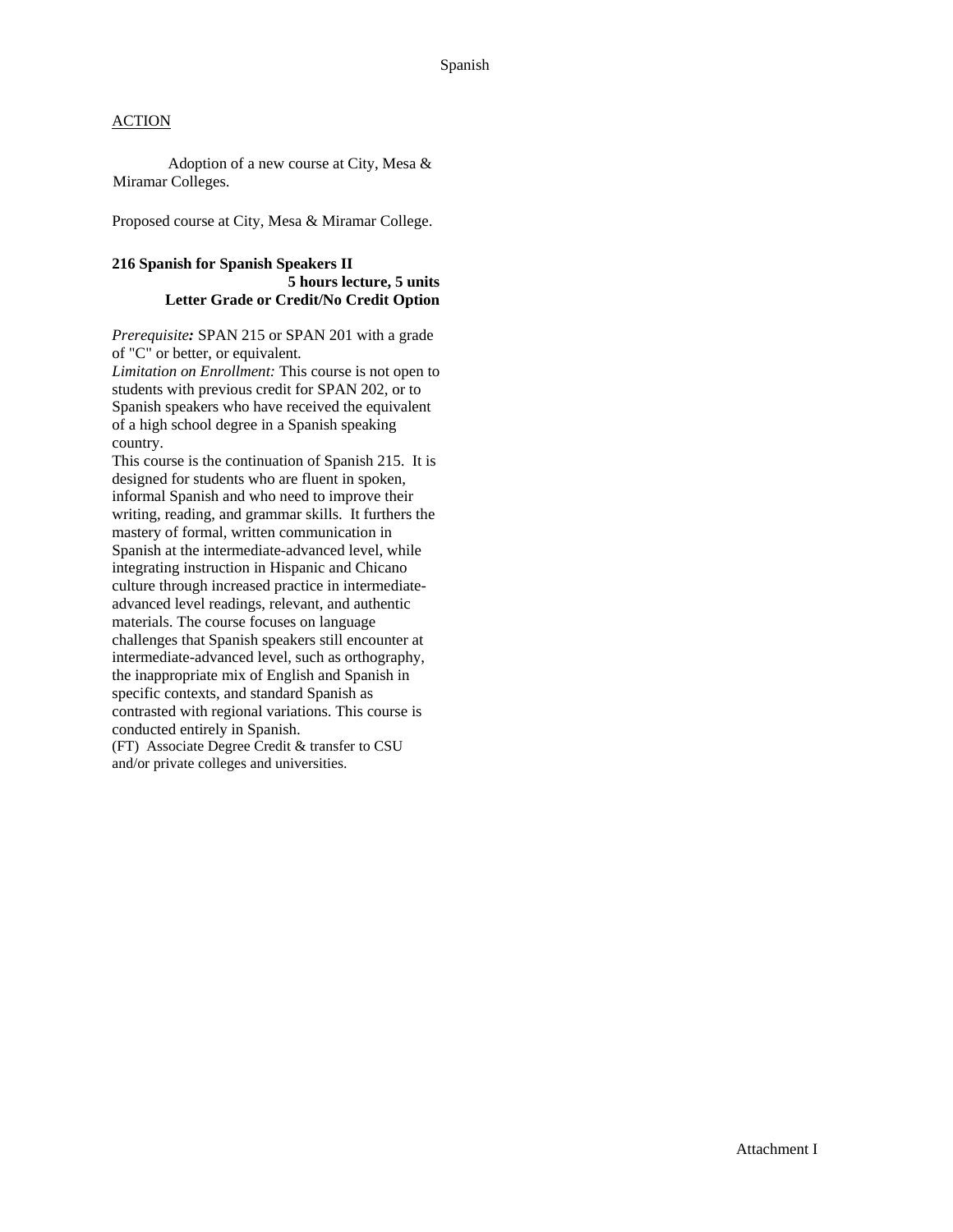ACTION

Adoption of a new course at City, Mesa & Miramar Colleges.

Proposed course at City, Mesa & Miramar College.

**216 Spanish for Spanish Speakers II**
**5 hours lecture, 5 units**
**Letter Grade or Credit/No Credit Option**

*Prerequisite:* SPAN 215 or SPAN 201 with a grade of "C" or better, or equivalent.
*Limitation on Enrollment:* This course is not open to students with previous credit for SPAN 202, or to Spanish speakers who have received the equivalent of a high school degree in a Spanish speaking country.
This course is the continuation of Spanish 215. It is designed for students who are fluent in spoken, informal Spanish and who need to improve their writing, reading, and grammar skills. It furthers the mastery of formal, written communication in Spanish at the intermediate-advanced level, while integrating instruction in Hispanic and Chicano culture through increased practice in intermediate-advanced level readings, relevant, and authentic materials. The course focuses on language challenges that Spanish speakers still encounter at intermediate-advanced level, such as orthography, the inappropriate mix of English and Spanish in specific contexts, and standard Spanish as contrasted with regional variations. This course is conducted entirely in Spanish.
(FT) Associate Degree Credit & transfer to CSU and/or private colleges and universities.

Attachment I